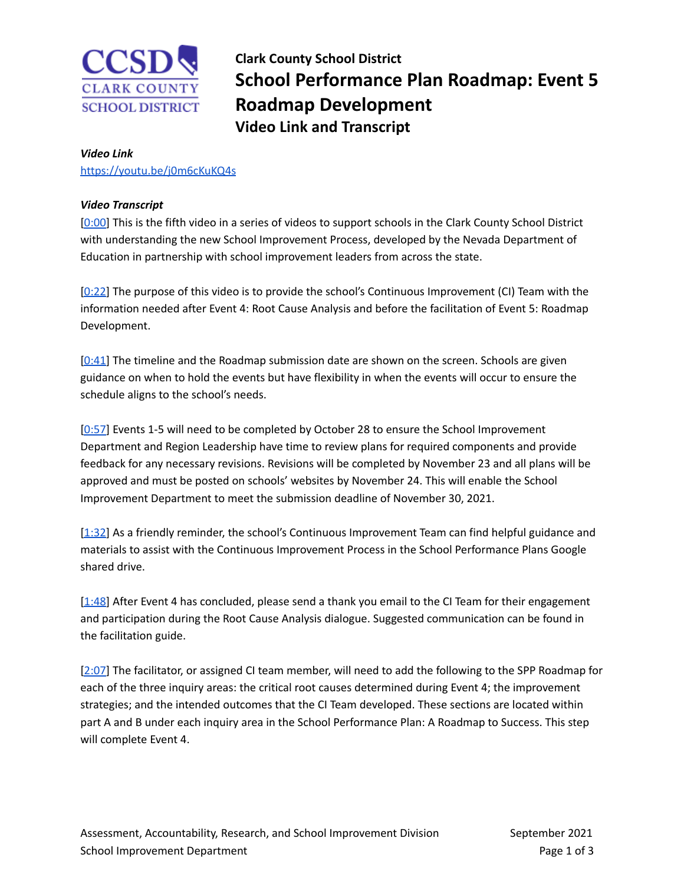# Clark County School District
# School Performance Plan Roadmap: Event 5 Roadmap Development
## Video Link and Transcript

***Video Link***

https://youtu.be/j0m6cKuKQ4s

***Video Transcript***

[0:00] This is the fifth video in a series of videos to support schools in the Clark County School District with understanding the new School Improvement Process, developed by the Nevada Department of Education in partnership with school improvement leaders from across the state.

[0:22] The purpose of this video is to provide the school's Continuous Improvement (CI) Team with the information needed after Event 4: Root Cause Analysis and before the facilitation of Event 5: Roadmap Development.

[0:41] The timeline and the Roadmap submission date are shown on the screen. Schools are given guidance on when to hold the events but have flexibility in when the events will occur to ensure the schedule aligns to the school's needs.

[0:57] Events 1-5 will need to be completed by October 28 to ensure the School Improvement Department and Region Leadership have time to review plans for required components and provide feedback for any necessary revisions. Revisions will be completed by November 23 and all plans will be approved and must be posted on schools' websites by November 24. This will enable the School Improvement Department to meet the submission deadline of November 30, 2021.

[1:32] As a friendly reminder, the school's Continuous Improvement Team can find helpful guidance and materials to assist with the Continuous Improvement Process in the School Performance Plans Google shared drive.

[1:48] After Event 4 has concluded, please send a thank you email to the CI Team for their engagement and participation during the Root Cause Analysis dialogue. Suggested communication can be found in the facilitation guide.

[2:07] The facilitator, or assigned CI team member, will need to add the following to the SPP Roadmap for each of the three inquiry areas: the critical root causes determined during Event 4; the improvement strategies; and the intended outcomes that the CI Team developed. These sections are located within part A and B under each inquiry area in the School Performance Plan: A Roadmap to Success. This step will complete Event 4.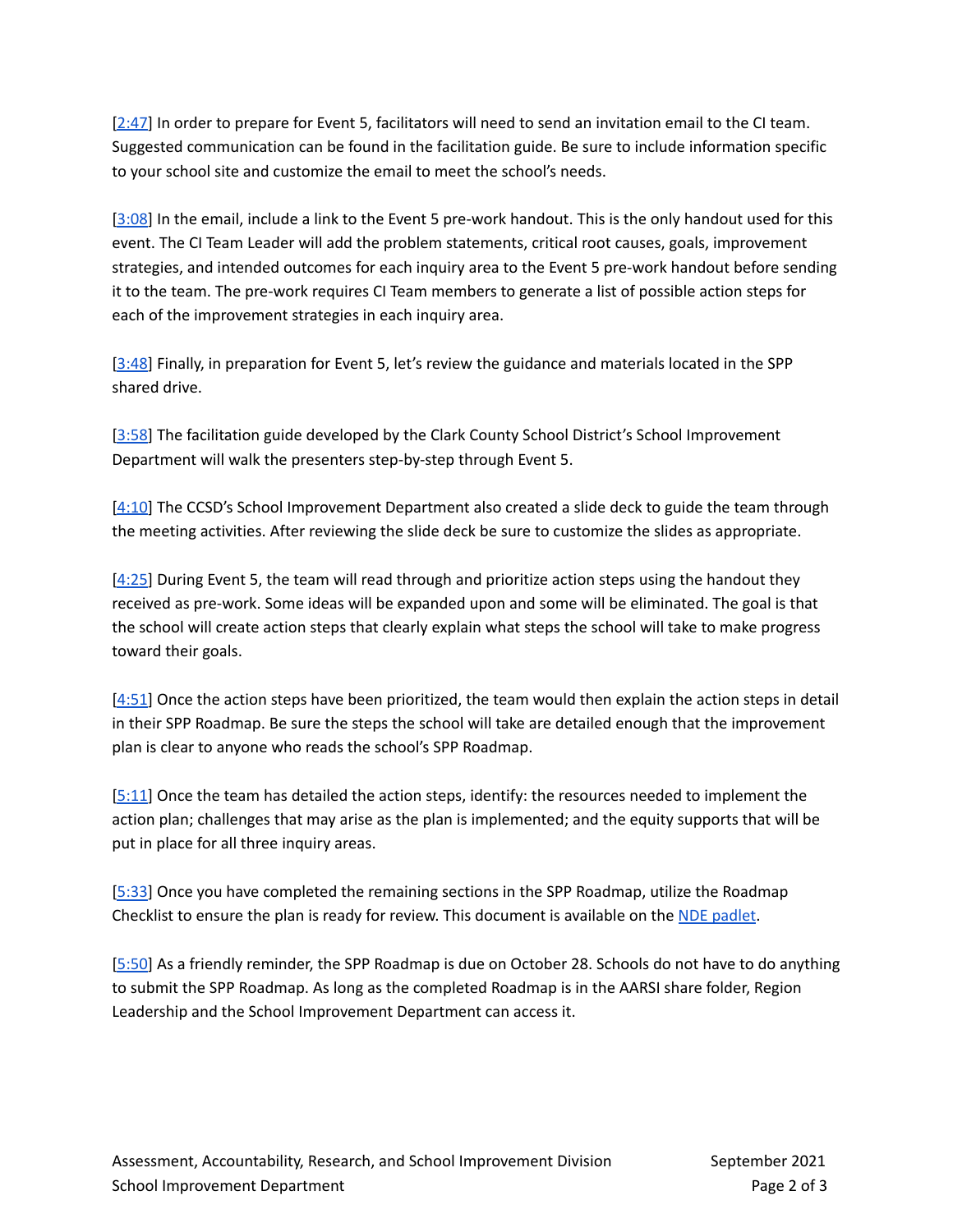[2:47] In order to prepare for Event 5, facilitators will need to send an invitation email to the CI team. Suggested communication can be found in the facilitation guide. Be sure to include information specific to your school site and customize the email to meet the school's needs.

[3:08] In the email, include a link to the Event 5 pre-work handout. This is the only handout used for this event. The CI Team Leader will add the problem statements, critical root causes, goals, improvement strategies, and intended outcomes for each inquiry area to the Event 5 pre-work handout before sending it to the team. The pre-work requires CI Team members to generate a list of possible action steps for each of the improvement strategies in each inquiry area.

[3:48] Finally, in preparation for Event 5, let's review the guidance and materials located in the SPP shared drive.

[3:58] The facilitation guide developed by the Clark County School District's School Improvement Department will walk the presenters step-by-step through Event 5.

[4:10] The CCSD's School Improvement Department also created a slide deck to guide the team through the meeting activities. After reviewing the slide deck be sure to customize the slides as appropriate.

[4:25] During Event 5, the team will read through and prioritize action steps using the handout they received as pre-work. Some ideas will be expanded upon and some will be eliminated. The goal is that the school will create action steps that clearly explain what steps the school will take to make progress toward their goals.

[4:51] Once the action steps have been prioritized, the team would then explain the action steps in detail in their SPP Roadmap. Be sure the steps the school will take are detailed enough that the improvement plan is clear to anyone who reads the school's SPP Roadmap.

[5:11] Once the team has detailed the action steps, identify: the resources needed to implement the action plan; challenges that may arise as the plan is implemented; and the equity supports that will be put in place for all three inquiry areas.

[5:33] Once you have completed the remaining sections in the SPP Roadmap, utilize the Roadmap Checklist to ensure the plan is ready for review. This document is available on the NDE padlet.

[5:50] As a friendly reminder, the SPP Roadmap is due on October 28. Schools do not have to do anything to submit the SPP Roadmap. As long as the completed Roadmap is in the AARSI share folder, Region Leadership and the School Improvement Department can access it.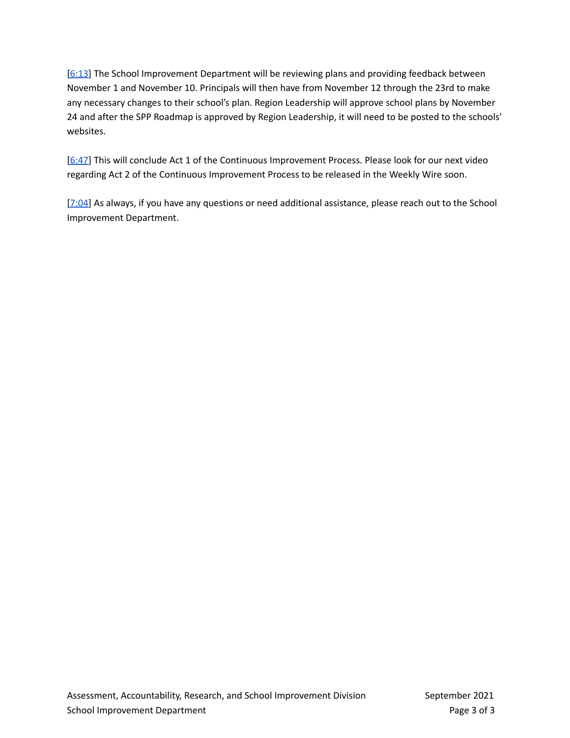[6:13] The School Improvement Department will be reviewing plans and providing feedback between November 1 and November 10. Principals will then have from November 12 through the 23rd to make any necessary changes to their school's plan. Region Leadership will approve school plans by November 24 and after the SPP Roadmap is approved by Region Leadership, it will need to be posted to the schools' websites.

[6:47] This will conclude Act 1 of the Continuous Improvement Process. Please look for our next video regarding Act 2 of the Continuous Improvement Process to be released in the Weekly Wire soon.

[7:04] As always, if you have any questions or need additional assistance, please reach out to the School Improvement Department.